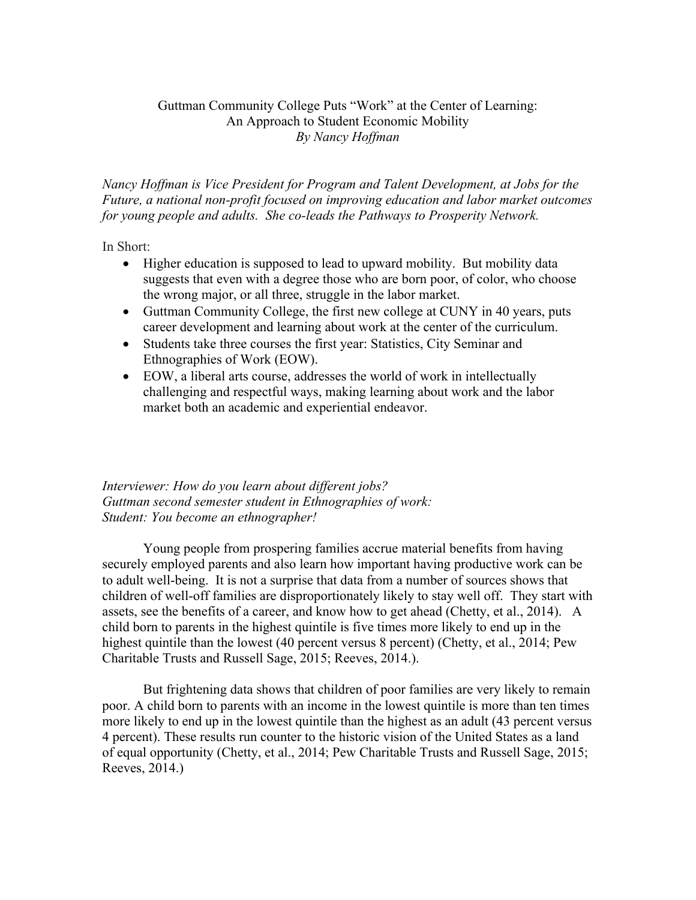# Guttman Community College Puts "Work" at the Center of Learning: An Approach to Student Economic Mobility

*By Nancy Hoffman*

*Nancy Hoffman is Vice President for Program and Talent Development, at Jobs for the Future, a national non-profit focused on improving education and labor market outcomes for young people and adults. She co-leads the Pathways to Prosperity Network.*

In Short:

- Higher education is supposed to lead to upward mobility. But mobility data suggests that even with a degree those who are born poor, of color, who choose the wrong major, or all three, struggle in the labor market.
- Guttman Community College, the first new college at CUNY in 40 years, puts career development and learning about work at the center of the curriculum.
- Students take three courses the first year: Statistics, City Seminar and Ethnographies of Work (EOW).
- EOW, a liberal arts course, addresses the world of work in intellectually challenging and respectful ways, making learning about work and the labor market both an academic and experiential endeavor.

*Interviewer: How do you learn about different jobs?*
*Guttman second semester student in Ethnographies of work:*
*Student: You become an ethnographer!*

Young people from prospering families accrue material benefits from having securely employed parents and also learn how important having productive work can be to adult well-being. It is not a surprise that data from a number of sources shows that children of well-off families are disproportionately likely to stay well off. They start with assets, see the benefits of a career, and know how to get ahead (Chetty, et al., 2014). A child born to parents in the highest quintile is five times more likely to end up in the highest quintile than the lowest (40 percent versus 8 percent) (Chetty, et al., 2014; Pew Charitable Trusts and Russell Sage, 2015; Reeves, 2014.).

But frightening data shows that children of poor families are very likely to remain poor. A child born to parents with an income in the lowest quintile is more than ten times more likely to end up in the lowest quintile than the highest as an adult (43 percent versus 4 percent). These results run counter to the historic vision of the United States as a land of equal opportunity (Chetty, et al., 2014; Pew Charitable Trusts and Russell Sage, 2015; Reeves, 2014.)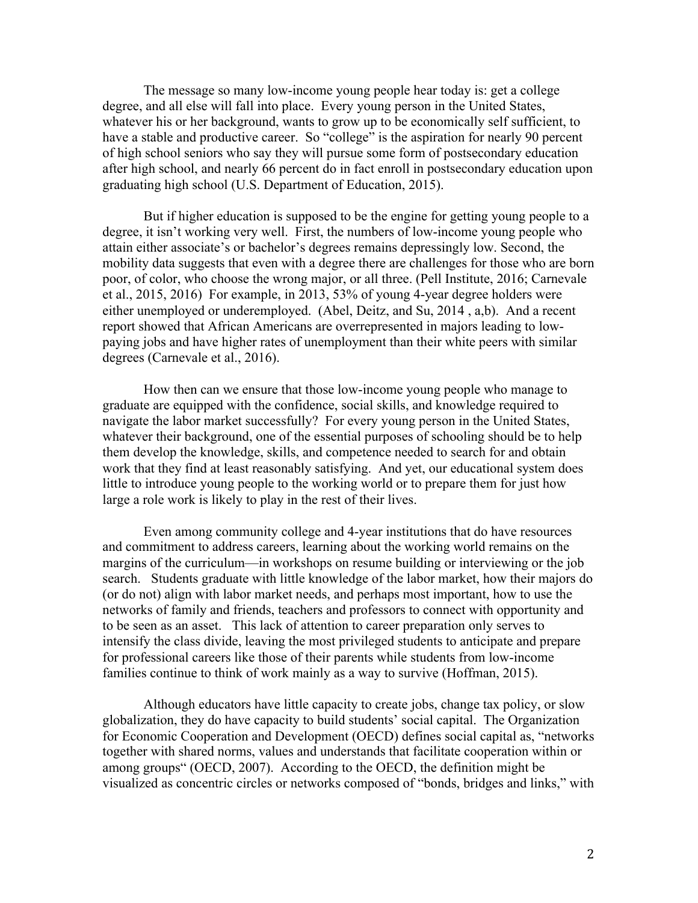The message so many low-income young people hear today is: get a college degree, and all else will fall into place. Every young person in the United States, whatever his or her background, wants to grow up to be economically self sufficient, to have a stable and productive career. So "college" is the aspiration for nearly 90 percent of high school seniors who say they will pursue some form of postsecondary education after high school, and nearly 66 percent do in fact enroll in postsecondary education upon graduating high school (U.S. Department of Education, 2015).

But if higher education is supposed to be the engine for getting young people to a degree, it isn't working very well. First, the numbers of low-income young people who attain either associate's or bachelor's degrees remains depressingly low. Second, the mobility data suggests that even with a degree there are challenges for those who are born poor, of color, who choose the wrong major, or all three. (Pell Institute, 2016; Carnevale et al., 2015, 2016) For example, in 2013, 53% of young 4-year degree holders were either unemployed or underemployed. (Abel, Deitz, and Su, 2014 , a,b). And a recent report showed that African Americans are overrepresented in majors leading to low-paying jobs and have higher rates of unemployment than their white peers with similar degrees (Carnevale et al., 2016).

How then can we ensure that those low-income young people who manage to graduate are equipped with the confidence, social skills, and knowledge required to navigate the labor market successfully? For every young person in the United States, whatever their background, one of the essential purposes of schooling should be to help them develop the knowledge, skills, and competence needed to search for and obtain work that they find at least reasonably satisfying. And yet, our educational system does little to introduce young people to the working world or to prepare them for just how large a role work is likely to play in the rest of their lives.

Even among community college and 4-year institutions that do have resources and commitment to address careers, learning about the working world remains on the margins of the curriculum—in workshops on resume building or interviewing or the job search. Students graduate with little knowledge of the labor market, how their majors do (or do not) align with labor market needs, and perhaps most important, how to use the networks of family and friends, teachers and professors to connect with opportunity and to be seen as an asset. This lack of attention to career preparation only serves to intensify the class divide, leaving the most privileged students to anticipate and prepare for professional careers like those of their parents while students from low-income families continue to think of work mainly as a way to survive (Hoffman, 2015).

Although educators have little capacity to create jobs, change tax policy, or slow globalization, they do have capacity to build students' social capital. The Organization for Economic Cooperation and Development (OECD) defines social capital as, "networks together with shared norms, values and understands that facilitate cooperation within or among groups" (OECD, 2007). According to the OECD, the definition might be visualized as concentric circles or networks composed of "bonds, bridges and links," with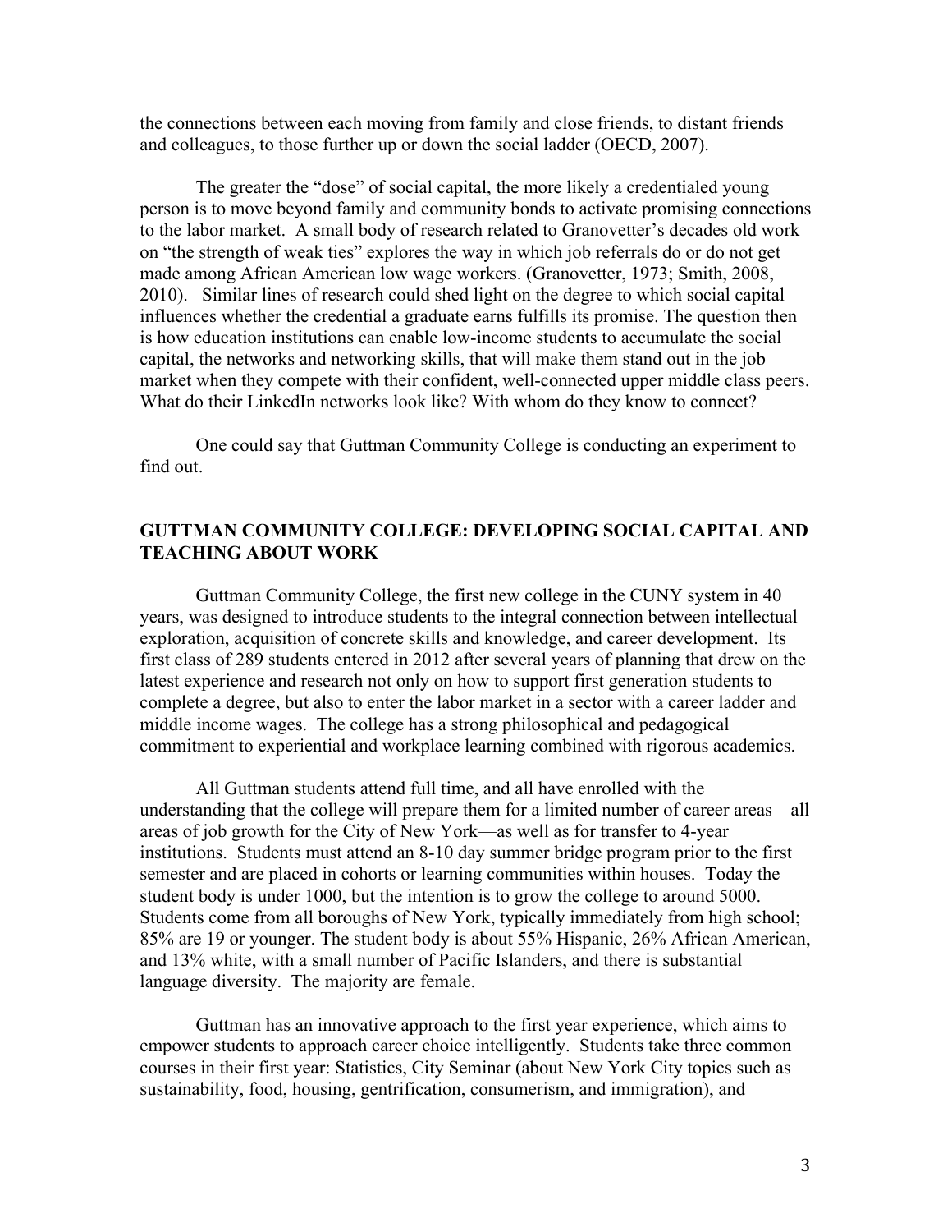the connections between each moving from family and close friends, to distant friends and colleagues, to those further up or down the social ladder (OECD, 2007).

The greater the "dose" of social capital, the more likely a credentialed young person is to move beyond family and community bonds to activate promising connections to the labor market. A small body of research related to Granovetter's decades old work on "the strength of weak ties" explores the way in which job referrals do or do not get made among African American low wage workers. (Granovetter, 1973; Smith, 2008, 2010). Similar lines of research could shed light on the degree to which social capital influences whether the credential a graduate earns fulfills its promise. The question then is how education institutions can enable low-income students to accumulate the social capital, the networks and networking skills, that will make them stand out in the job market when they compete with their confident, well-connected upper middle class peers. What do their LinkedIn networks look like? With whom do they know to connect?

One could say that Guttman Community College is conducting an experiment to find out.

## GUTTMAN COMMUNITY COLLEGE: DEVELOPING SOCIAL CAPITAL AND TEACHING ABOUT WORK

Guttman Community College, the first new college in the CUNY system in 40 years, was designed to introduce students to the integral connection between intellectual exploration, acquisition of concrete skills and knowledge, and career development. Its first class of 289 students entered in 2012 after several years of planning that drew on the latest experience and research not only on how to support first generation students to complete a degree, but also to enter the labor market in a sector with a career ladder and middle income wages. The college has a strong philosophical and pedagogical commitment to experiential and workplace learning combined with rigorous academics.

All Guttman students attend full time, and all have enrolled with the understanding that the college will prepare them for a limited number of career areas—all areas of job growth for the City of New York—as well as for transfer to 4-year institutions. Students must attend an 8-10 day summer bridge program prior to the first semester and are placed in cohorts or learning communities within houses. Today the student body is under 1000, but the intention is to grow the college to around 5000. Students come from all boroughs of New York, typically immediately from high school; 85% are 19 or younger. The student body is about 55% Hispanic, 26% African American, and 13% white, with a small number of Pacific Islanders, and there is substantial language diversity. The majority are female.

Guttman has an innovative approach to the first year experience, which aims to empower students to approach career choice intelligently. Students take three common courses in their first year: Statistics, City Seminar (about New York City topics such as sustainability, food, housing, gentrification, consumerism, and immigration), and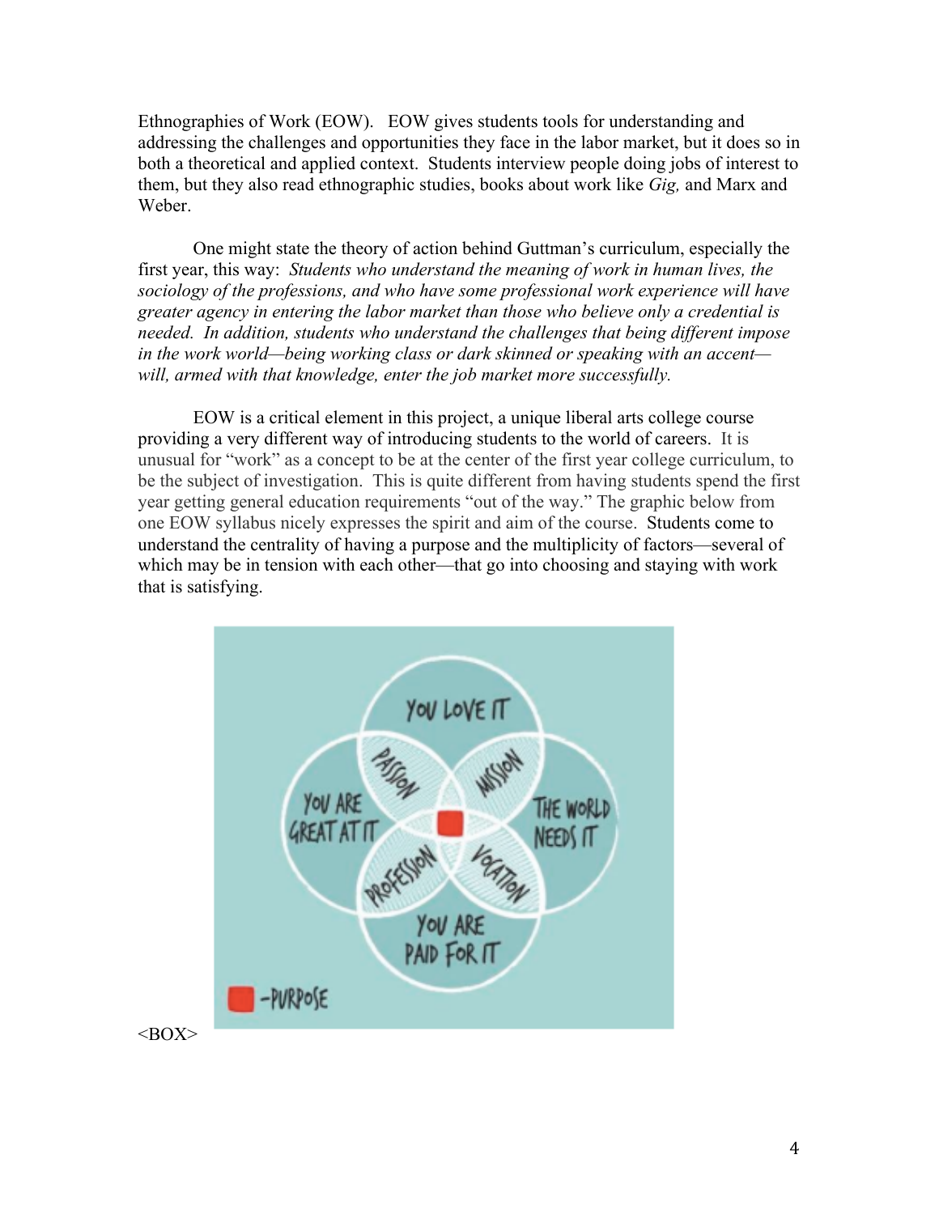Ethnographies of Work (EOW). EOW gives students tools for understanding and addressing the challenges and opportunities they face in the labor market, but it does so in both a theoretical and applied context. Students interview people doing jobs of interest to them, but they also read ethnographic studies, books about work like *Gig,* and Marx and Weber.

One might state the theory of action behind Guttman's curriculum, especially the first year, this way: *Students who understand the meaning of work in human lives, the sociology of the professions, and who have some professional work experience will have greater agency in entering the labor market than those who believe only a credential is needed. In addition, students who understand the challenges that being different impose in the work world—being working class or dark skinned or speaking with an accent—will, armed with that knowledge, enter the job market more successfully.*

EOW is a critical element in this project, a unique liberal arts college course providing a very different way of introducing students to the world of careers. It is unusual for "work" as a concept to be at the center of the first year college curriculum, to be the subject of investigation. This is quite different from having students spend the first year getting general education requirements "out of the way." The graphic below from one EOW syllabus nicely expresses the spirit and aim of the course. Students come to understand the centrality of having a purpose and the multiplicity of factors—several of which may be in tension with each other—that go into choosing and staying with work that is satisfying.

<BOX>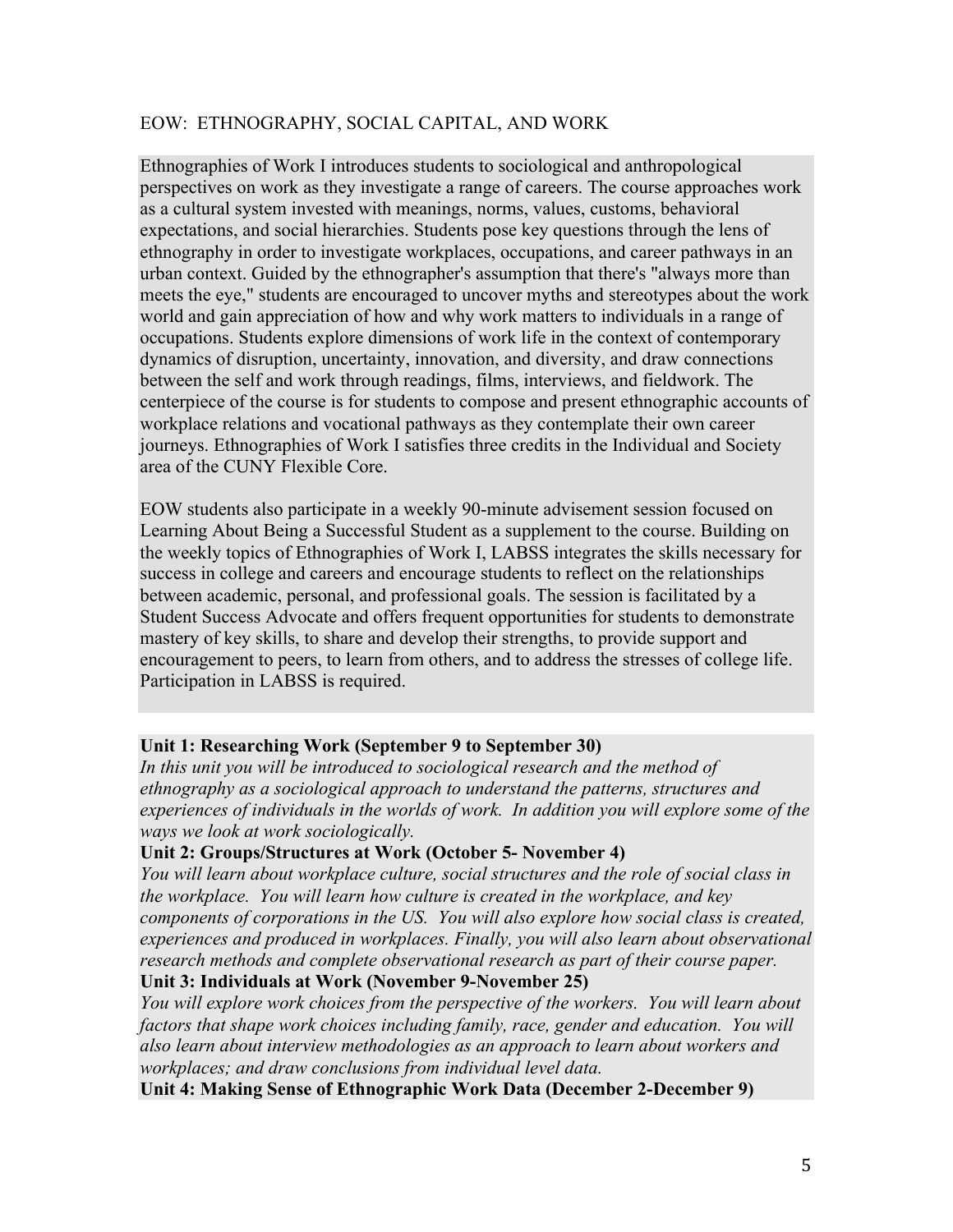EOW: ETHNOGRAPHY, SOCIAL CAPITAL, AND WORK

Ethnographies of Work I introduces students to sociological and anthropological perspectives on work as they investigate a range of careers. The course approaches work as a cultural system invested with meanings, norms, values, customs, behavioral expectations, and social hierarchies. Students pose key questions through the lens of ethnography in order to investigate workplaces, occupations, and career pathways in an urban context. Guided by the ethnographer's assumption that there's "always more than meets the eye," students are encouraged to uncover myths and stereotypes about the work world and gain appreciation of how and why work matters to individuals in a range of occupations. Students explore dimensions of work life in the context of contemporary dynamics of disruption, uncertainty, innovation, and diversity, and draw connections between the self and work through readings, films, interviews, and fieldwork. The centerpiece of the course is for students to compose and present ethnographic accounts of workplace relations and vocational pathways as they contemplate their own career journeys. Ethnographies of Work I satisfies three credits in the Individual and Society area of the CUNY Flexible Core.

EOW students also participate in a weekly 90-minute advisement session focused on Learning About Being a Successful Student as a supplement to the course. Building on the weekly topics of Ethnographies of Work I, LABSS integrates the skills necessary for success in college and careers and encourage students to reflect on the relationships between academic, personal, and professional goals. The session is facilitated by a Student Success Advocate and offers frequent opportunities for students to demonstrate mastery of key skills, to share and develop their strengths, to provide support and encouragement to peers, to learn from others, and to address the stresses of college life. Participation in LABSS is required.

**Unit 1: Researching Work (September 9 to September 30)**
*In this unit you will be introduced to sociological research and the method of ethnography as a sociological approach to understand the patterns, structures and experiences of individuals in the worlds of work. In addition you will explore some of the ways we look at work sociologically.*

**Unit 2: Groups/Structures at Work (October 5- November 4)**
*You will learn about workplace culture, social structures and the role of social class in the workplace. You will learn how culture is created in the workplace, and key components of corporations in the US. You will also explore how social class is created, experiences and produced in workplaces. Finally, you will also learn about observational research methods and complete observational research as part of their course paper.*

**Unit 3: Individuals at Work (November 9-November 25)**
*You will explore work choices from the perspective of the workers. You will learn about factors that shape work choices including family, race, gender and education. You will also learn about interview methodologies as an approach to learn about workers and workplaces; and draw conclusions from individual level data.*

**Unit 4: Making Sense of Ethnographic Work Data (December 2-December 9)**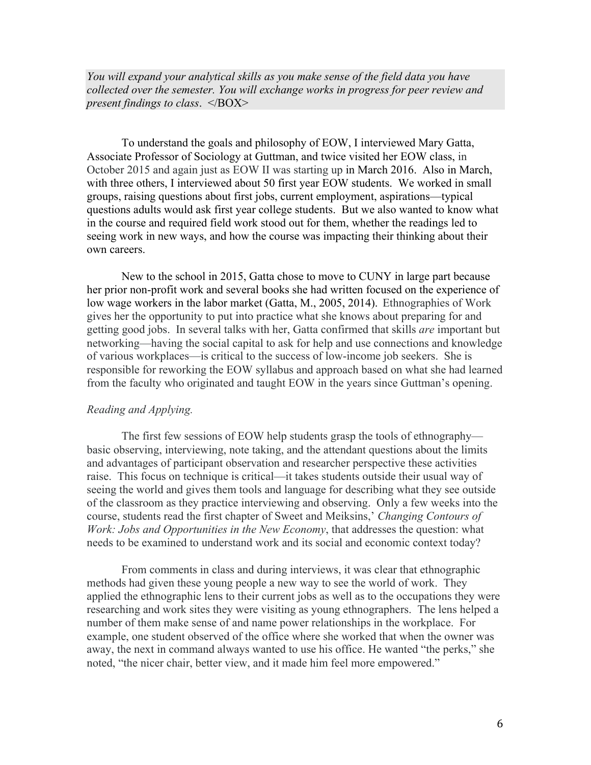*You will expand your analytical skills as you make sense of the field data you have collected over the semester. You will exchange works in progress for peer review and present findings to class*. </BOX>

To understand the goals and philosophy of EOW, I interviewed Mary Gatta, Associate Professor of Sociology at Guttman, and twice visited her EOW class, in October 2015 and again just as EOW II was starting up in March 2016. Also in March, with three others, I interviewed about 50 first year EOW students. We worked in small groups, raising questions about first jobs, current employment, aspirations—typical questions adults would ask first year college students. But we also wanted to know what in the course and required field work stood out for them, whether the readings led to seeing work in new ways, and how the course was impacting their thinking about their own careers.

New to the school in 2015, Gatta chose to move to CUNY in large part because her prior non-profit work and several books she had written focused on the experience of low wage workers in the labor market (Gatta, M., 2005, 2014). Ethnographies of Work gives her the opportunity to put into practice what she knows about preparing for and getting good jobs. In several talks with her, Gatta confirmed that skills *are* important but networking—having the social capital to ask for help and use connections and knowledge of various workplaces—is critical to the success of low-income job seekers. She is responsible for reworking the EOW syllabus and approach based on what she had learned from the faculty who originated and taught EOW in the years since Guttman's opening.

*Reading and Applying.*

The first few sessions of EOW help students grasp the tools of ethnography—basic observing, interviewing, note taking, and the attendant questions about the limits and advantages of participant observation and researcher perspective these activities raise. This focus on technique is critical—it takes students outside their usual way of seeing the world and gives them tools and language for describing what they see outside of the classroom as they practice interviewing and observing. Only a few weeks into the course, students read the first chapter of Sweet and Meiksins,' *Changing Contours of Work: Jobs and Opportunities in the New Economy*, that addresses the question: what needs to be examined to understand work and its social and economic context today?

From comments in class and during interviews, it was clear that ethnographic methods had given these young people a new way to see the world of work. They applied the ethnographic lens to their current jobs as well as to the occupations they were researching and work sites they were visiting as young ethnographers. The lens helped a number of them make sense of and name power relationships in the workplace. For example, one student observed of the office where she worked that when the owner was away, the next in command always wanted to use his office. He wanted "the perks," she noted, "the nicer chair, better view, and it made him feel more empowered."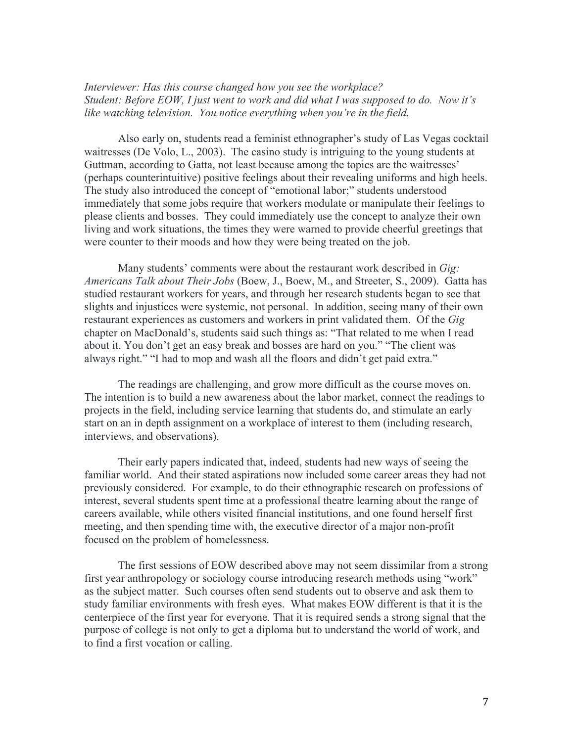*Interviewer: Has this course changed how you see the workplace?*
*Student: Before EOW, I just went to work and did what I was supposed to do. Now it's like watching television. You notice everything when you're in the field.*

Also early on, students read a feminist ethnographer's study of Las Vegas cocktail waitresses (De Volo, L., 2003). The casino study is intriguing to the young students at Guttman, according to Gatta, not least because among the topics are the waitresses' (perhaps counterintuitive) positive feelings about their revealing uniforms and high heels. The study also introduced the concept of "emotional labor;" students understood immediately that some jobs require that workers modulate or manipulate their feelings to please clients and bosses. They could immediately use the concept to analyze their own living and work situations, the times they were warned to provide cheerful greetings that were counter to their moods and how they were being treated on the job.

Many students' comments were about the restaurant work described in *Gig: Americans Talk about Their Jobs* (Boew, J., Boew, M., and Streeter, S., 2009). Gatta has studied restaurant workers for years, and through her research students began to see that slights and injustices were systemic, not personal. In addition, seeing many of their own restaurant experiences as customers and workers in print validated them. Of the *Gig* chapter on MacDonald's, students said such things as: "That related to me when I read about it. You don't get an easy break and bosses are hard on you." "The client was always right." "I had to mop and wash all the floors and didn't get paid extra."

The readings are challenging, and grow more difficult as the course moves on. The intention is to build a new awareness about the labor market, connect the readings to projects in the field, including service learning that students do, and stimulate an early start on an in depth assignment on a workplace of interest to them (including research, interviews, and observations).

Their early papers indicated that, indeed, students had new ways of seeing the familiar world. And their stated aspirations now included some career areas they had not previously considered. For example, to do their ethnographic research on professions of interest, several students spent time at a professional theatre learning about the range of careers available, while others visited financial institutions, and one found herself first meeting, and then spending time with, the executive director of a major non-profit focused on the problem of homelessness.

The first sessions of EOW described above may not seem dissimilar from a strong first year anthropology or sociology course introducing research methods using "work" as the subject matter. Such courses often send students out to observe and ask them to study familiar environments with fresh eyes. What makes EOW different is that it is the centerpiece of the first year for everyone. That it is required sends a strong signal that the purpose of college is not only to get a diploma but to understand the world of work, and to find a first vocation or calling.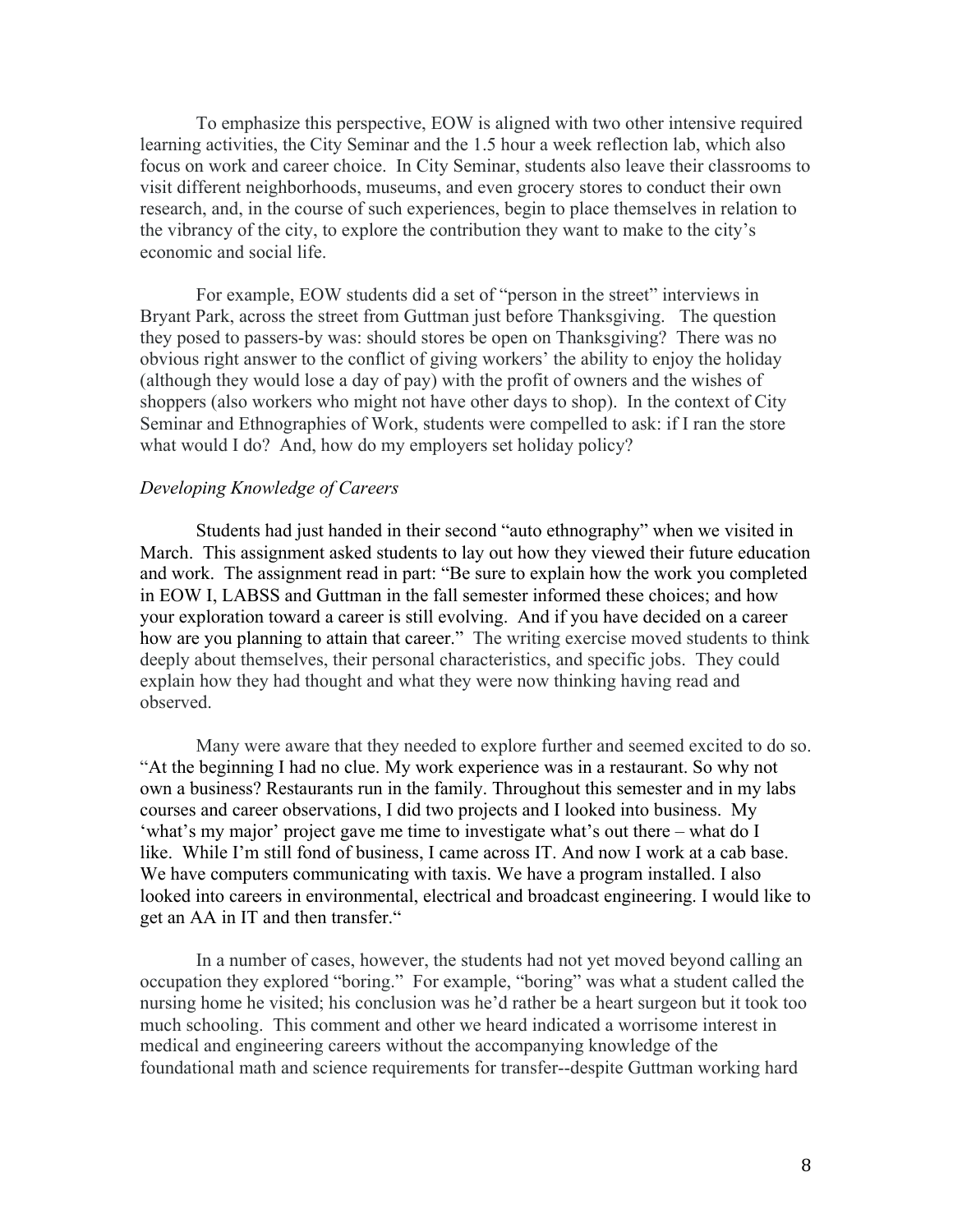To emphasize this perspective, EOW is aligned with two other intensive required learning activities, the City Seminar and the 1.5 hour a week reflection lab, which also focus on work and career choice. In City Seminar, students also leave their classrooms to visit different neighborhoods, museums, and even grocery stores to conduct their own research, and, in the course of such experiences, begin to place themselves in relation to the vibrancy of the city, to explore the contribution they want to make to the city's economic and social life.

For example, EOW students did a set of "person in the street" interviews in Bryant Park, across the street from Guttman just before Thanksgiving. The question they posed to passers-by was: should stores be open on Thanksgiving? There was no obvious right answer to the conflict of giving workers' the ability to enjoy the holiday (although they would lose a day of pay) with the profit of owners and the wishes of shoppers (also workers who might not have other days to shop). In the context of City Seminar and Ethnographies of Work, students were compelled to ask: if I ran the store what would I do? And, how do my employers set holiday policy?

### *Developing Knowledge of Careers*

Students had just handed in their second "auto ethnography" when we visited in March. This assignment asked students to lay out how they viewed their future education and work. The assignment read in part: "Be sure to explain how the work you completed in EOW I, LABSS and Guttman in the fall semester informed these choices; and how your exploration toward a career is still evolving. And if you have decided on a career how are you planning to attain that career." The writing exercise moved students to think deeply about themselves, their personal characteristics, and specific jobs. They could explain how they had thought and what they were now thinking having read and observed.

Many were aware that they needed to explore further and seemed excited to do so. "At the beginning I had no clue. My work experience was in a restaurant. So why not own a business? Restaurants run in the family. Throughout this semester and in my labs courses and career observations, I did two projects and I looked into business. My 'what's my major' project gave me time to investigate what's out there – what do I like. While I'm still fond of business, I came across IT. And now I work at a cab base. We have computers communicating with taxis. We have a program installed. I also looked into careers in environmental, electrical and broadcast engineering. I would like to get an AA in IT and then transfer."

In a number of cases, however, the students had not yet moved beyond calling an occupation they explored "boring." For example, "boring" was what a student called the nursing home he visited; his conclusion was he'd rather be a heart surgeon but it took too much schooling. This comment and other we heard indicated a worrisome interest in medical and engineering careers without the accompanying knowledge of the foundational math and science requirements for transfer--despite Guttman working hard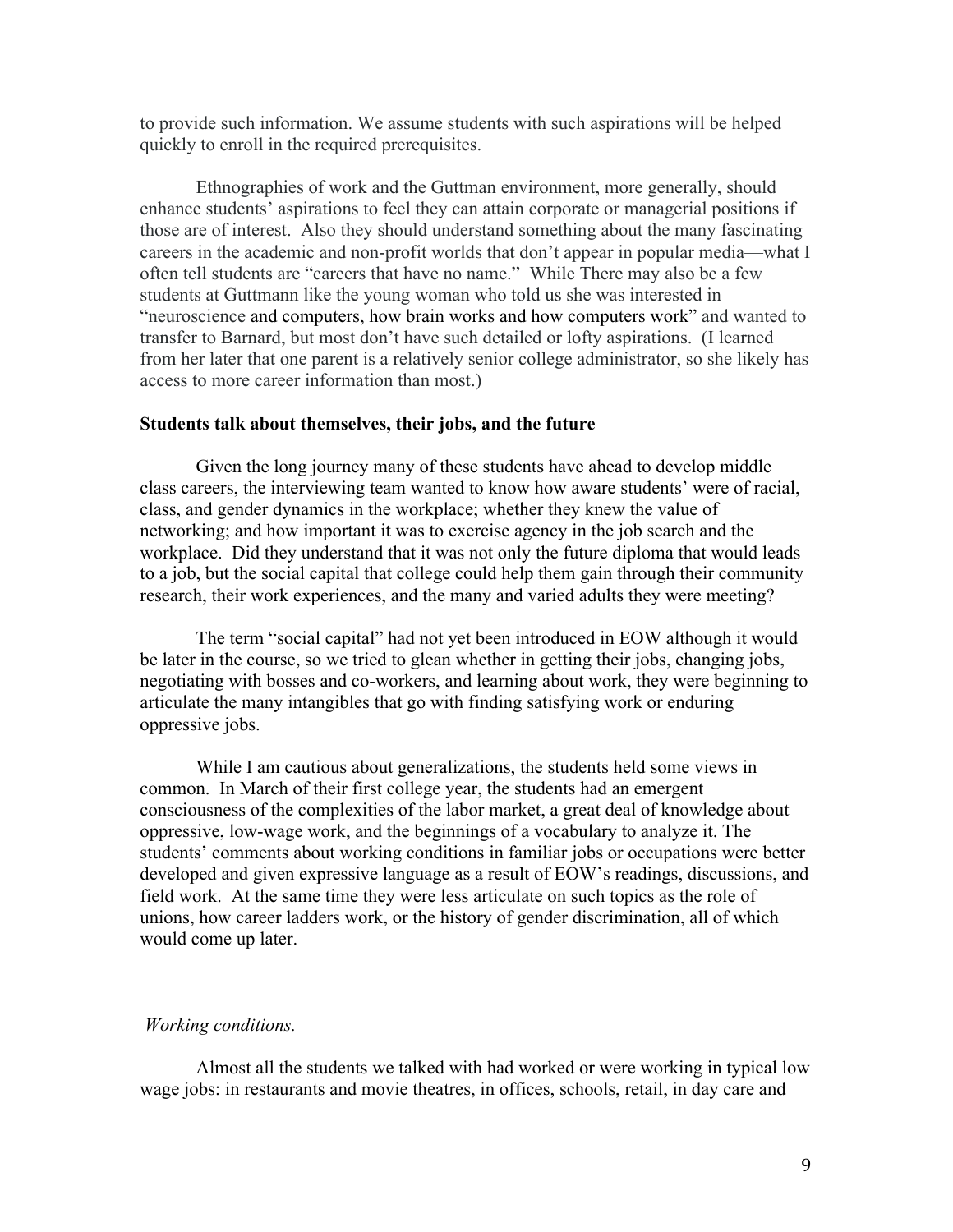to provide such information. We assume students with such aspirations will be helped quickly to enroll in the required prerequisites.

Ethnographies of work and the Guttman environment, more generally, should enhance students' aspirations to feel they can attain corporate or managerial positions if those are of interest. Also they should understand something about the many fascinating careers in the academic and non-profit worlds that don't appear in popular media—what I often tell students are "careers that have no name." While There may also be a few students at Guttmann like the young woman who told us she was interested in "neuroscience and computers, how brain works and how computers work" and wanted to transfer to Barnard, but most don't have such detailed or lofty aspirations. (I learned from her later that one parent is a relatively senior college administrator, so she likely has access to more career information than most.)

**Students talk about themselves, their jobs, and the future**

Given the long journey many of these students have ahead to develop middle class careers, the interviewing team wanted to know how aware students' were of racial, class, and gender dynamics in the workplace; whether they knew the value of networking; and how important it was to exercise agency in the job search and the workplace. Did they understand that it was not only the future diploma that would leads to a job, but the social capital that college could help them gain through their community research, their work experiences, and the many and varied adults they were meeting?

The term "social capital" had not yet been introduced in EOW although it would be later in the course, so we tried to glean whether in getting their jobs, changing jobs, negotiating with bosses and co-workers, and learning about work, they were beginning to articulate the many intangibles that go with finding satisfying work or enduring oppressive jobs.

While I am cautious about generalizations, the students held some views in common. In March of their first college year, the students had an emergent consciousness of the complexities of the labor market, a great deal of knowledge about oppressive, low-wage work, and the beginnings of a vocabulary to analyze it. The students' comments about working conditions in familiar jobs or occupations were better developed and given expressive language as a result of EOW's readings, discussions, and field work. At the same time they were less articulate on such topics as the role of unions, how career ladders work, or the history of gender discrimination, all of which would come up later.

*Working conditions.*

Almost all the students we talked with had worked or were working in typical low wage jobs: in restaurants and movie theatres, in offices, schools, retail, in day care and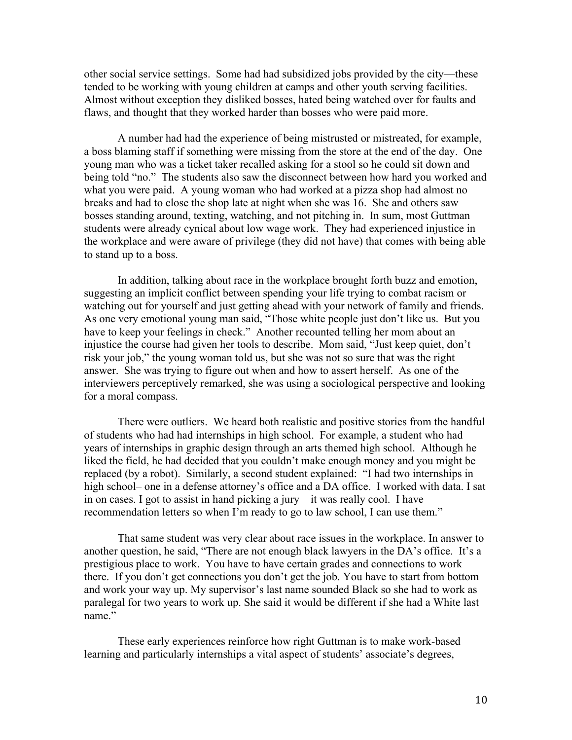other social service settings. Some had had subsidized jobs provided by the city—these tended to be working with young children at camps and other youth serving facilities. Almost without exception they disliked bosses, hated being watched over for faults and flaws, and thought that they worked harder than bosses who were paid more.

A number had had the experience of being mistrusted or mistreated, for example, a boss blaming staff if something were missing from the store at the end of the day. One young man who was a ticket taker recalled asking for a stool so he could sit down and being told "no." The students also saw the disconnect between how hard you worked and what you were paid. A young woman who had worked at a pizza shop had almost no breaks and had to close the shop late at night when she was 16. She and others saw bosses standing around, texting, watching, and not pitching in. In sum, most Guttman students were already cynical about low wage work. They had experienced injustice in the workplace and were aware of privilege (they did not have) that comes with being able to stand up to a boss.

In addition, talking about race in the workplace brought forth buzz and emotion, suggesting an implicit conflict between spending your life trying to combat racism or watching out for yourself and just getting ahead with your network of family and friends. As one very emotional young man said, "Those white people just don't like us. But you have to keep your feelings in check." Another recounted telling her mom about an injustice the course had given her tools to describe. Mom said, "Just keep quiet, don't risk your job," the young woman told us, but she was not so sure that was the right answer. She was trying to figure out when and how to assert herself. As one of the interviewers perceptively remarked, she was using a sociological perspective and looking for a moral compass.

There were outliers. We heard both realistic and positive stories from the handful of students who had had internships in high school. For example, a student who had years of internships in graphic design through an arts themed high school. Although he liked the field, he had decided that you couldn't make enough money and you might be replaced (by a robot). Similarly, a second student explained: "I had two internships in high school– one in a defense attorney's office and a DA office. I worked with data. I sat in on cases. I got to assist in hand picking a jury – it was really cool. I have recommendation letters so when I'm ready to go to law school, I can use them."

That same student was very clear about race issues in the workplace. In answer to another question, he said, "There are not enough black lawyers in the DA's office. It's a prestigious place to work. You have to have certain grades and connections to work there. If you don't get connections you don't get the job. You have to start from bottom and work your way up. My supervisor's last name sounded Black so she had to work as paralegal for two years to work up. She said it would be different if she had a White last name."

These early experiences reinforce how right Guttman is to make work-based learning and particularly internships a vital aspect of students' associate's degrees,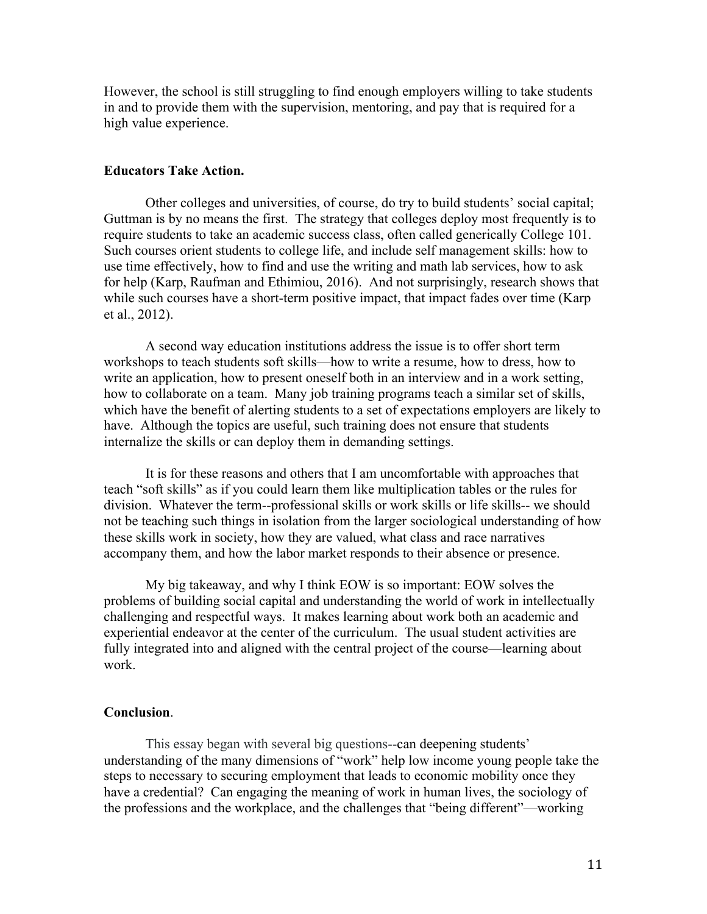However, the school is still struggling to find enough employers willing to take students in and to provide them with the supervision, mentoring, and pay that is required for a high value experience.

### Educators Take Action.

Other colleges and universities, of course, do try to build students' social capital; Guttman is by no means the first. The strategy that colleges deploy most frequently is to require students to take an academic success class, often called generically College 101. Such courses orient students to college life, and include self management skills: how to use time effectively, how to find and use the writing and math lab services, how to ask for help (Karp, Raufman and Ethimiou, 2016). And not surprisingly, research shows that while such courses have a short-term positive impact, that impact fades over time (Karp et al., 2012).

A second way education institutions address the issue is to offer short term workshops to teach students soft skills—how to write a resume, how to dress, how to write an application, how to present oneself both in an interview and in a work setting, how to collaborate on a team. Many job training programs teach a similar set of skills, which have the benefit of alerting students to a set of expectations employers are likely to have. Although the topics are useful, such training does not ensure that students internalize the skills or can deploy them in demanding settings.

It is for these reasons and others that I am uncomfortable with approaches that teach "soft skills" as if you could learn them like multiplication tables or the rules for division. Whatever the term--professional skills or work skills or life skills-- we should not be teaching such things in isolation from the larger sociological understanding of how these skills work in society, how they are valued, what class and race narratives accompany them, and how the labor market responds to their absence or presence.

My big takeaway, and why I think EOW is so important: EOW solves the problems of building social capital and understanding the world of work in intellectually challenging and respectful ways. It makes learning about work both an academic and experiential endeavor at the center of the curriculum. The usual student activities are fully integrated into and aligned with the central project of the course—learning about work.

### Conclusion.

This essay began with several big questions--can deepening students' understanding of the many dimensions of "work" help low income young people take the steps to necessary to securing employment that leads to economic mobility once they have a credential? Can engaging the meaning of work in human lives, the sociology of the professions and the workplace, and the challenges that "being different"—working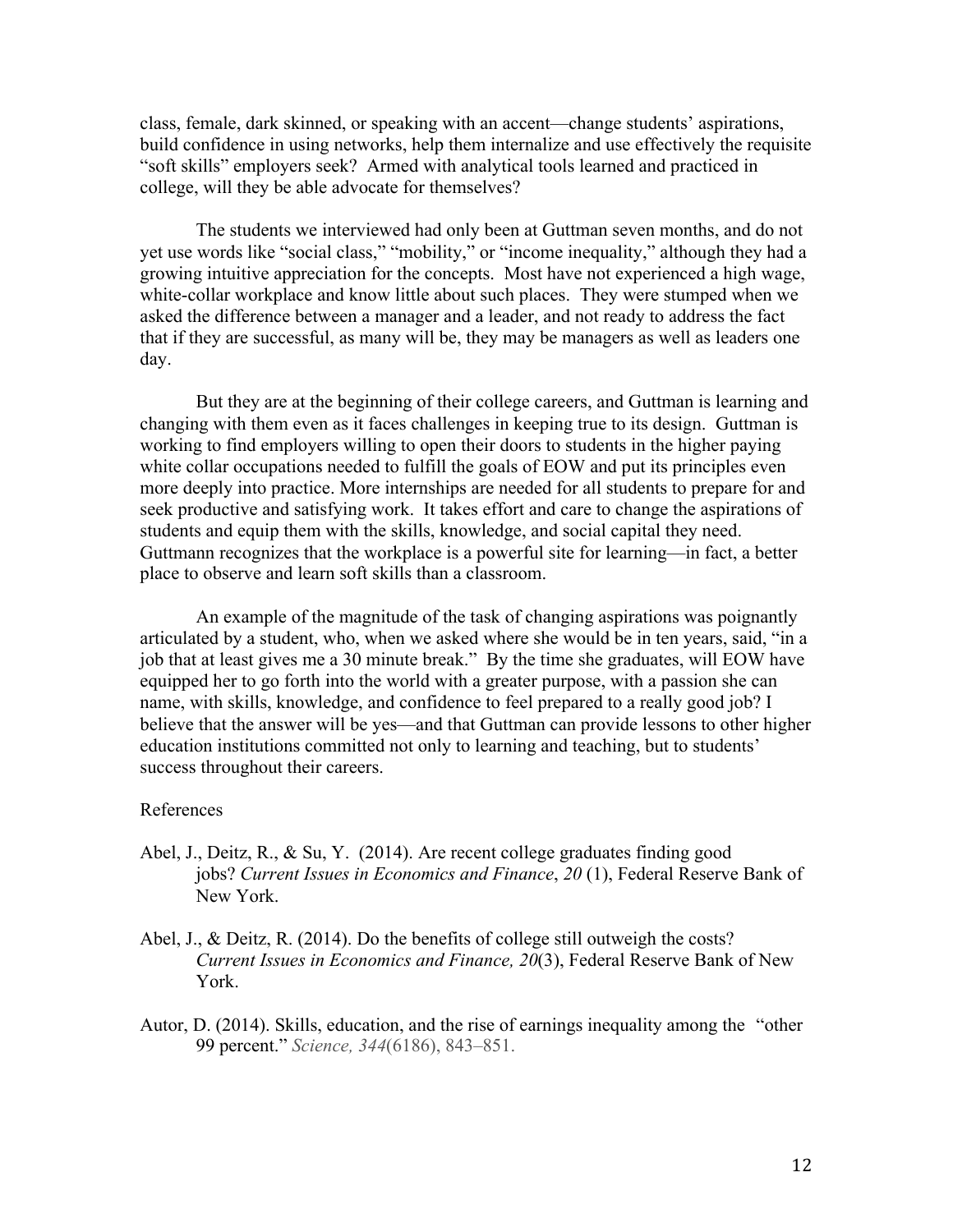class, female, dark skinned, or speaking with an accent—change students' aspirations, build confidence in using networks, help them internalize and use effectively the requisite "soft skills" employers seek? Armed with analytical tools learned and practiced in college, will they be able advocate for themselves?

The students we interviewed had only been at Guttman seven months, and do not yet use words like "social class," "mobility," or "income inequality," although they had a growing intuitive appreciation for the concepts. Most have not experienced a high wage, white-collar workplace and know little about such places. They were stumped when we asked the difference between a manager and a leader, and not ready to address the fact that if they are successful, as many will be, they may be managers as well as leaders one day.

But they are at the beginning of their college careers, and Guttman is learning and changing with them even as it faces challenges in keeping true to its design. Guttman is working to find employers willing to open their doors to students in the higher paying white collar occupations needed to fulfill the goals of EOW and put its principles even more deeply into practice. More internships are needed for all students to prepare for and seek productive and satisfying work. It takes effort and care to change the aspirations of students and equip them with the skills, knowledge, and social capital they need. Guttmann recognizes that the workplace is a powerful site for learning—in fact, a better place to observe and learn soft skills than a classroom.

An example of the magnitude of the task of changing aspirations was poignantly articulated by a student, who, when we asked where she would be in ten years, said, "in a job that at least gives me a 30 minute break." By the time she graduates, will EOW have equipped her to go forth into the world with a greater purpose, with a passion she can name, with skills, knowledge, and confidence to feel prepared to a really good job? I believe that the answer will be yes—and that Guttman can provide lessons to other higher education institutions committed not only to learning and teaching, but to students' success throughout their careers.

References

Abel, J., Deitz, R., & Su, Y. (2014). Are recent college graduates finding good jobs? *Current Issues in Economics and Finance*, *20* (1), Federal Reserve Bank of New York.

Abel, J., & Deitz, R. (2014). Do the benefits of college still outweigh the costs? *Current Issues in Economics and Finance, 20*(3), Federal Reserve Bank of New York.

Autor, D. (2014). Skills, education, and the rise of earnings inequality among the "other 99 percent." *Science, 344*(6186), 843–851.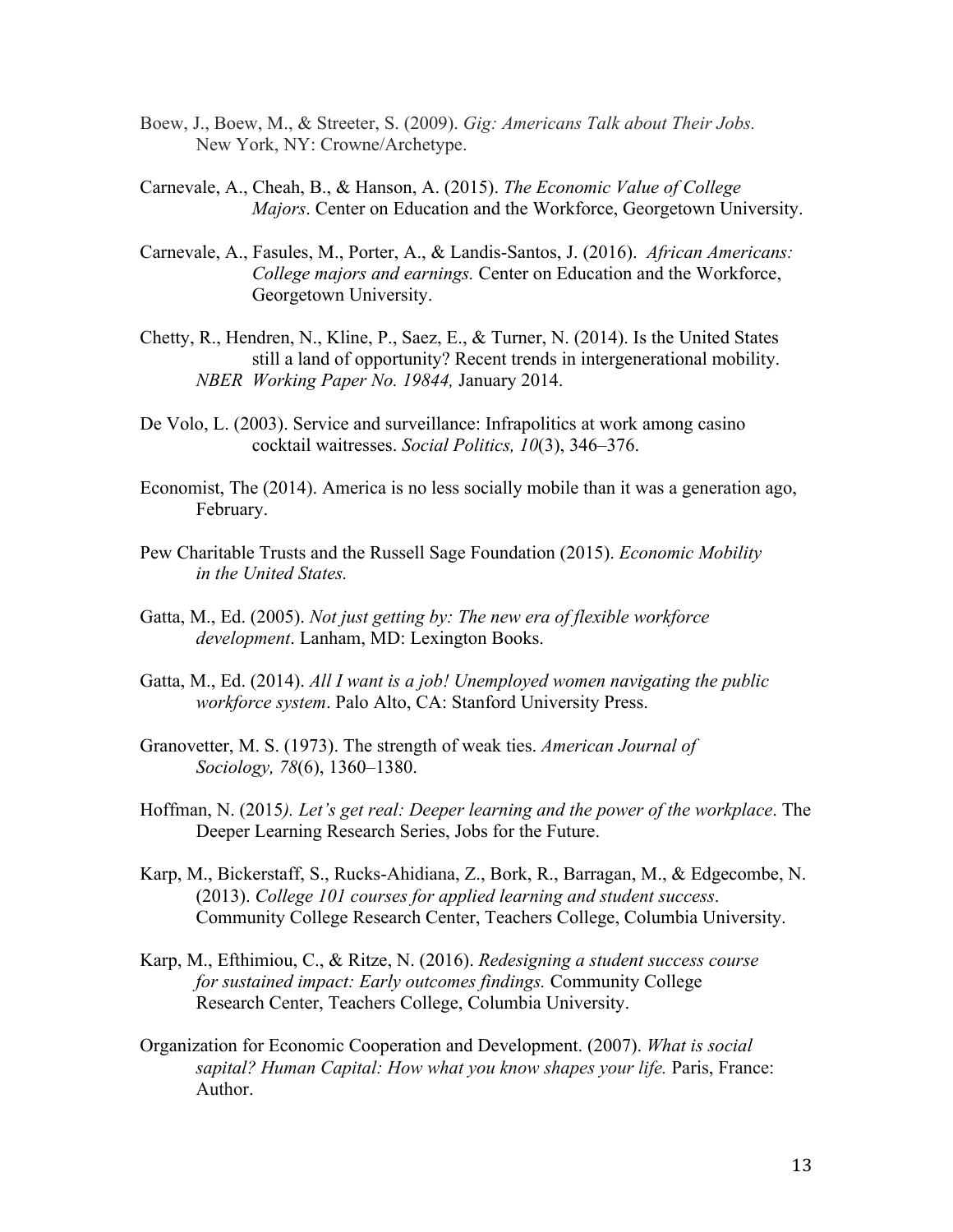Boew, J., Boew, M., & Streeter, S. (2009). *Gig: Americans Talk about Their Jobs.* New York, NY: Crowne/Archetype.

Carnevale, A., Cheah, B., & Hanson, A. (2015). *The Economic Value of College Majors*. Center on Education and the Workforce, Georgetown University.

Carnevale, A., Fasules, M., Porter, A., & Landis-Santos, J. (2016). *African Americans: College majors and earnings.* Center on Education and the Workforce, Georgetown University.

Chetty, R., Hendren, N., Kline, P., Saez, E., & Turner, N. (2014). Is the United States still a land of opportunity? Recent trends in intergenerational mobility. *NBER Working Paper No. 19844,* January 2014.

De Volo, L. (2003). Service and surveillance: Infrapolitics at work among casino cocktail waitresses. *Social Politics, 10*(3), 346–376.

Economist, The (2014). America is no less socially mobile than it was a generation ago, February.

Pew Charitable Trusts and the Russell Sage Foundation (2015). *Economic Mobility in the United States.*

Gatta, M., Ed. (2005). *Not just getting by: The new era of flexible workforce development*. Lanham, MD: Lexington Books.

Gatta, M., Ed. (2014). *All I want is a job! Unemployed women navigating the public workforce system*. Palo Alto, CA: Stanford University Press.

Granovetter, M. S. (1973). The strength of weak ties. *American Journal of Sociology, 78*(6), 1360–1380.

Hoffman, N. (2015*). Let's get real: Deeper learning and the power of the workplace*. The Deeper Learning Research Series, Jobs for the Future.

Karp, M., Bickerstaff, S., Rucks-Ahidiana, Z., Bork, R., Barragan, M., & Edgecombe, N. (2013). *College 101 courses for applied learning and student success*. Community College Research Center, Teachers College, Columbia University.

Karp, M., Efthimiou, C., & Ritze, N. (2016). *Redesigning a student success course for sustained impact: Early outcomes findings.* Community College Research Center, Teachers College, Columbia University.

Organization for Economic Cooperation and Development. (2007). *What is social sapital? Human Capital: How what you know shapes your life.* Paris, France: Author.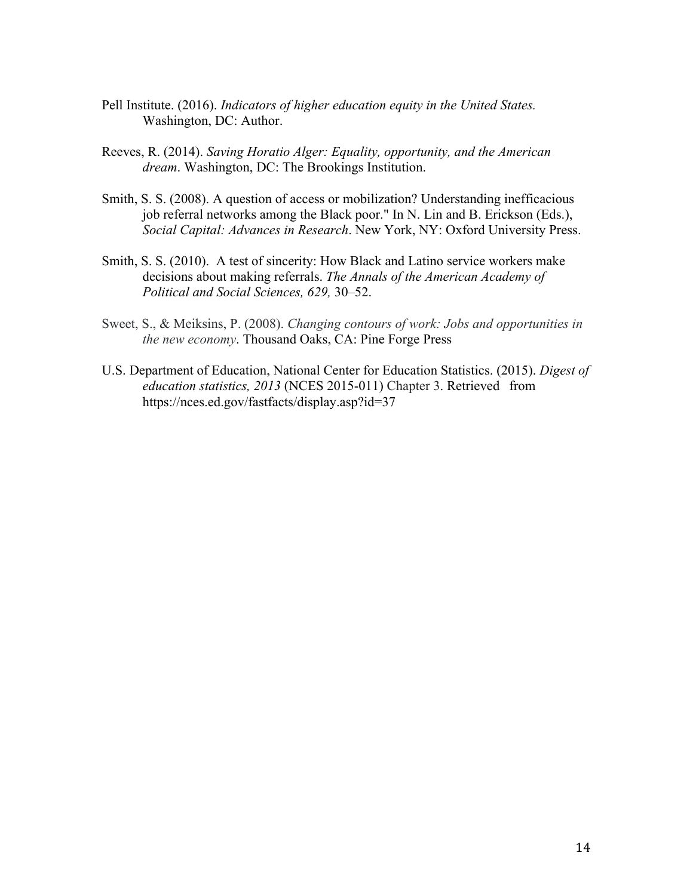Pell Institute. (2016). *Indicators of higher education equity in the United States.* Washington, DC: Author.

Reeves, R. (2014). *Saving Horatio Alger: Equality, opportunity, and the American dream*. Washington, DC: The Brookings Institution.

Smith, S. S. (2008). A question of access or mobilization? Understanding inefficacious job referral networks among the Black poor." In N. Lin and B. Erickson (Eds.), *Social Capital: Advances in Research*. New York, NY: Oxford University Press.

Smith, S. S. (2010). A test of sincerity: How Black and Latino service workers make decisions about making referrals. *The Annals of the American Academy of Political and Social Sciences, 629,* 30–52.

Sweet, S., & Meiksins, P. (2008). *Changing contours of work: Jobs and opportunities in the new economy*. Thousand Oaks, CA: Pine Forge Press

U.S. Department of Education, National Center for Education Statistics. (2015). *Digest of education statistics, 2013* (NCES 2015-011) Chapter 3. Retrieved from https://nces.ed.gov/fastfacts/display.asp?id=37